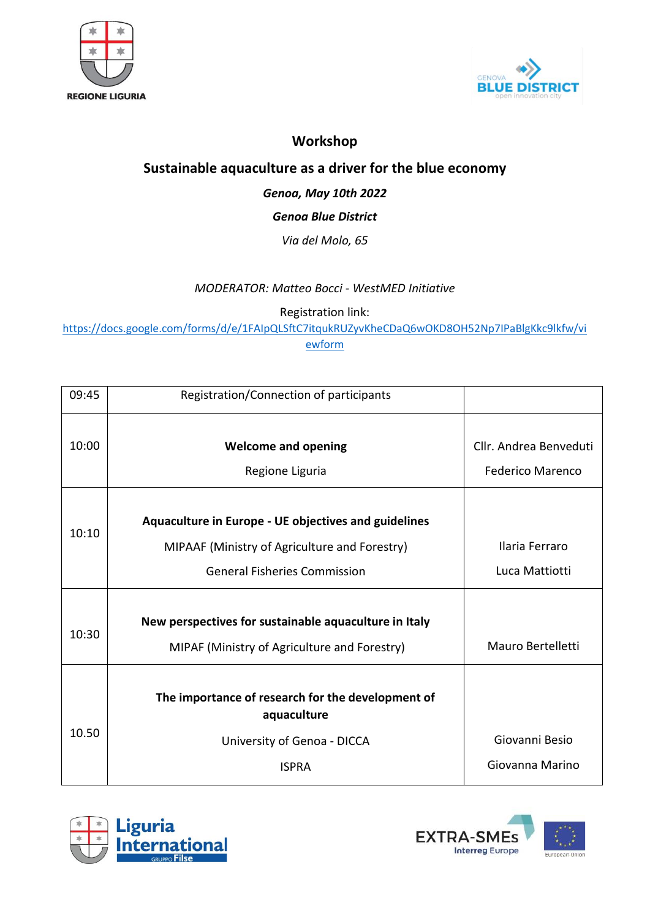REGIONE LIGURIA

GENOVA BLUE DISTRICT open innovation city

# Workshop

## Sustainable aquaculture as a driver for the blue economy

***Genoa, May 10th 2022***

***Genoa Blue District***

*Via del Molo, 65*

*MODERATOR: Matteo Bocci - WestMED Initiative*

Registration link:
https://docs.google.com/forms/d/e/1FAIpQLSftC7itqukRUZyvKheCDaQ6wOKD8OH52Np7IPaBlgKkc9lkfw/viewform

| | | |
|---|---|---|
| 09:45 | Registration/Connection of participants | |
| 10:00 | **Welcome and opening**<br>Regione Liguria | Cllr. Andrea Benveduti<br>Federico Marenco |
| 10:10 | **Aquaculture in Europe - UE objectives and guidelines**<br>MIPAAF (Ministry of Agriculture and Forestry)<br>General Fisheries Commission | Ilaria Ferraro<br>Luca Mattiotti |
| 10:30 | **New perspectives for sustainable aquaculture in Italy**<br>MIPAF (Ministry of Agriculture and Forestry) | Mauro Bertelletti |
| 10.50 | **The importance of research for the development of aquaculture**<br>University of Genoa - DICCA<br>ISPRA | Giovanni Besio<br>Giovanna Marino |

Liguria International GRUPPO Filse

EXTRA-SMEs Interreg Europe

European Union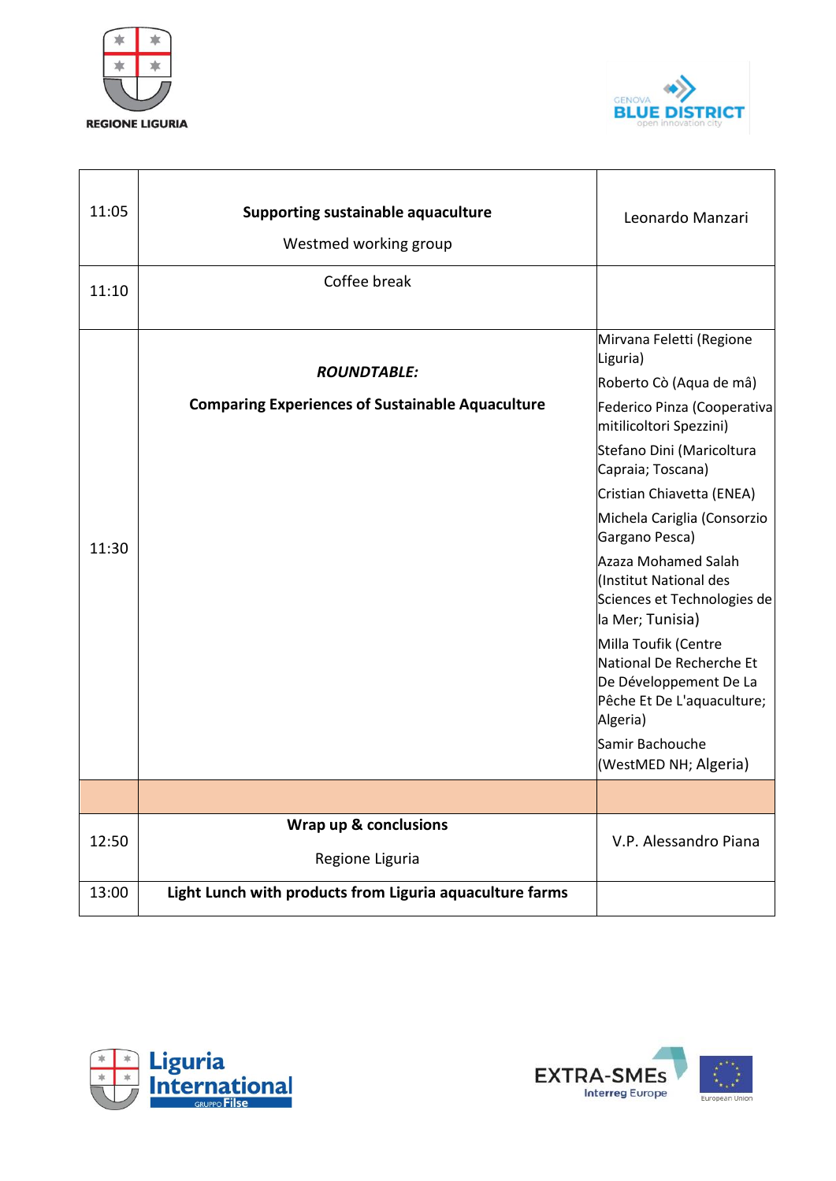| | | |
|---|---|---|
| 11:05 | **Supporting sustainable aquaculture**<br><br>Westmed working group | Leonardo Manzari |
| 11:10 | Coffee break | |
| 11:30 | ***ROUNDTABLE:***<br><br>**Comparing Experiences of Sustainable Aquaculture** | Mirvana Feletti (Regione Liguria)<br>Roberto Cò (Aqua de mâ)<br>Federico Pinza (Cooperativa mitilicoltori Spezzini)<br>Stefano Dini (Maricoltura Capraia; Toscana)<br>Cristian Chiavetta (ENEA)<br>Michela Cariglia (Consorzio Gargano Pesca)<br>Azaza Mohamed Salah (Institut National des Sciences et Technologies de la Mer; Tunisia)<br>Milla Toufik (Centre National De Recherche Et De Développement De La Pêche Et De L'aquaculture; Algeria)<br>Samir Bachouche (WestMED NH; Algeria) |
| | | |
| 12:50 | **Wrap up & conclusions**<br><br>Regione Liguria | V.P. Alessandro Piana |
| 13:00 | **Light Lunch with products from Liguria aquaculture farms** | |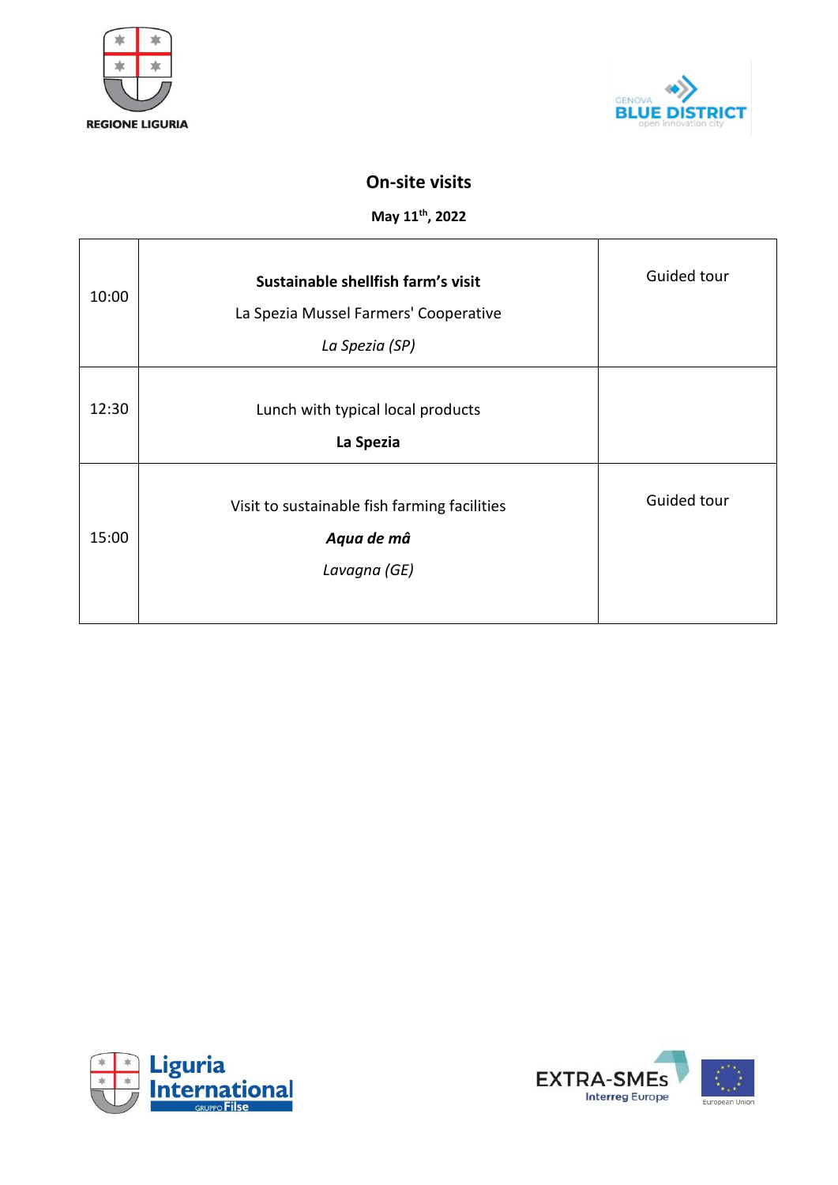## On-site visits

**May 11th, 2022**

| | | |
|---|---|---|
| 10:00 | **Sustainable shellfish farm's visit**<br>La Spezia Mussel Farmers' Cooperative<br>*La Spezia (SP)* | Guided tour |
| 12:30 | Lunch with typical local products<br>**La Spezia** | |
| 15:00 | Visit to sustainable fish farming facilities<br>***Aqua de mâ***<br>*Lavagna (GE)* | Guided tour |